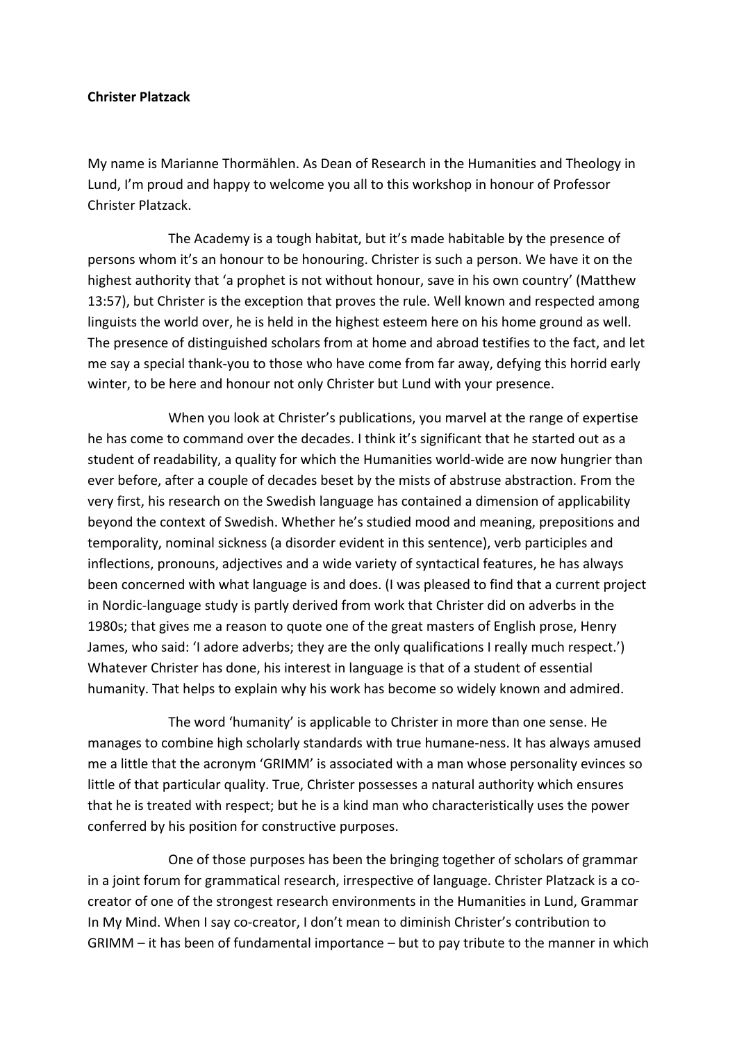**Christer Platzack**

My name is Marianne Thormählen. As Dean of Research in the Humanities and Theology in Lund, I'm proud and happy to welcome you all to this workshop in honour of Professor Christer Platzack.

The Academy is a tough habitat, but it's made habitable by the presence of persons whom it's an honour to be honouring. Christer is such a person. We have it on the highest authority that 'a prophet is not without honour, save in his own country' (Matthew 13:57), but Christer is the exception that proves the rule. Well known and respected among linguists the world over, he is held in the highest esteem here on his home ground as well. The presence of distinguished scholars from at home and abroad testifies to the fact, and let me say a special thank-you to those who have come from far away, defying this horrid early winter, to be here and honour not only Christer but Lund with your presence.

When you look at Christer's publications, you marvel at the range of expertise he has come to command over the decades. I think it's significant that he started out as a student of readability, a quality for which the Humanities world-wide are now hungrier than ever before, after a couple of decades beset by the mists of abstruse abstraction. From the very first, his research on the Swedish language has contained a dimension of applicability beyond the context of Swedish. Whether he's studied mood and meaning, prepositions and temporality, nominal sickness (a disorder evident in this sentence), verb participles and inflections, pronouns, adjectives and a wide variety of syntactical features, he has always been concerned with what language is and does. (I was pleased to find that a current project in Nordic-language study is partly derived from work that Christer did on adverbs in the 1980s; that gives me a reason to quote one of the great masters of English prose, Henry James, who said: 'I adore adverbs; they are the only qualifications I really much respect.') Whatever Christer has done, his interest in language is that of a student of essential humanity. That helps to explain why his work has become so widely known and admired.

The word 'humanity' is applicable to Christer in more than one sense. He manages to combine high scholarly standards with true humane-ness. It has always amused me a little that the acronym 'GRIMM' is associated with a man whose personality evinces so little of that particular quality. True, Christer possesses a natural authority which ensures that he is treated with respect; but he is a kind man who characteristically uses the power conferred by his position for constructive purposes.

One of those purposes has been the bringing together of scholars of grammar in a joint forum for grammatical research, irrespective of language. Christer Platzack is a co-creator of one of the strongest research environments in the Humanities in Lund, Grammar In My Mind. When I say co-creator, I don't mean to diminish Christer's contribution to GRIMM – it has been of fundamental importance – but to pay tribute to the manner in which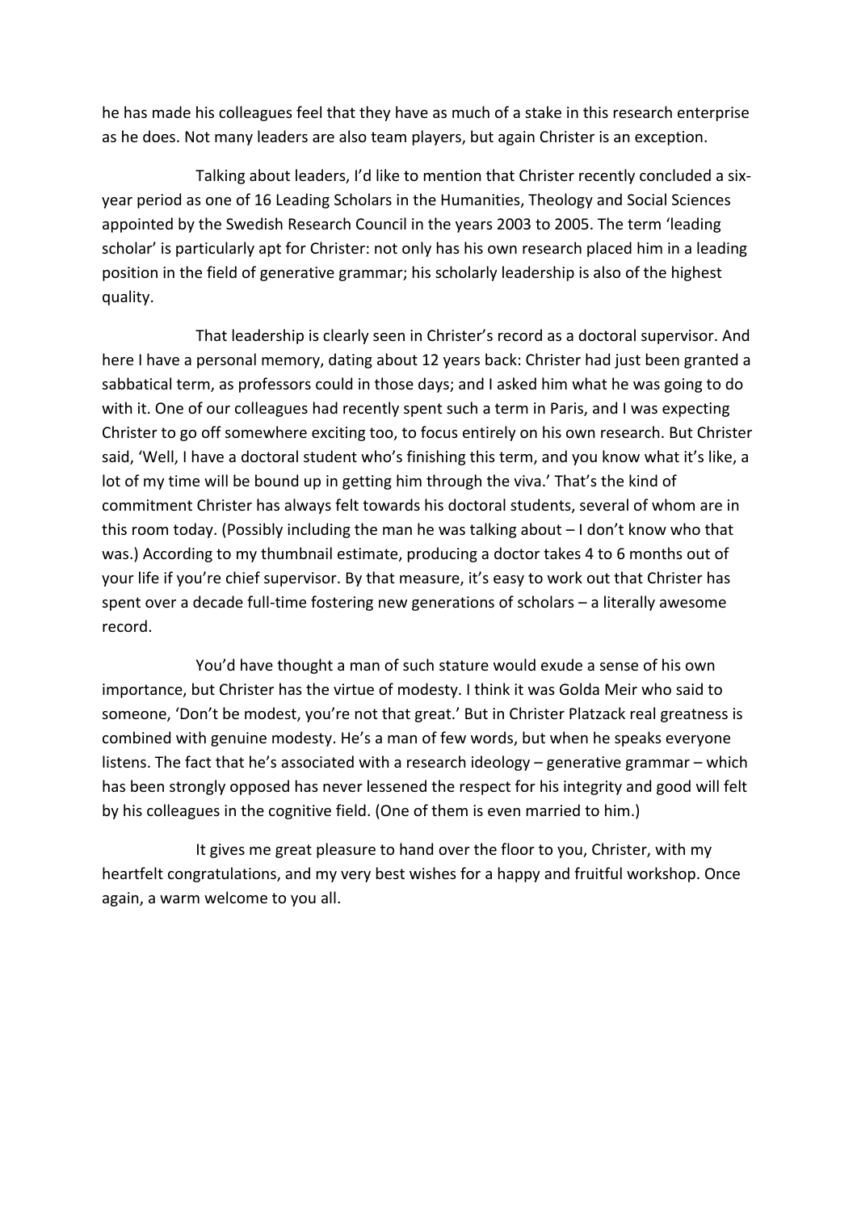he has made his colleagues feel that they have as much of a stake in this research enterprise as he does. Not many leaders are also team players, but again Christer is an exception.

Talking about leaders, I'd like to mention that Christer recently concluded a six-year period as one of 16 Leading Scholars in the Humanities, Theology and Social Sciences appointed by the Swedish Research Council in the years 2003 to 2005. The term 'leading scholar' is particularly apt for Christer: not only has his own research placed him in a leading position in the field of generative grammar; his scholarly leadership is also of the highest quality.

That leadership is clearly seen in Christer's record as a doctoral supervisor. And here I have a personal memory, dating about 12 years back: Christer had just been granted a sabbatical term, as professors could in those days; and I asked him what he was going to do with it. One of our colleagues had recently spent such a term in Paris, and I was expecting Christer to go off somewhere exciting too, to focus entirely on his own research. But Christer said, 'Well, I have a doctoral student who's finishing this term, and you know what it's like, a lot of my time will be bound up in getting him through the viva.' That's the kind of commitment Christer has always felt towards his doctoral students, several of whom are in this room today. (Possibly including the man he was talking about – I don't know who that was.) According to my thumbnail estimate, producing a doctor takes 4 to 6 months out of your life if you're chief supervisor. By that measure, it's easy to work out that Christer has spent over a decade full-time fostering new generations of scholars – a literally awesome record.

You'd have thought a man of such stature would exude a sense of his own importance, but Christer has the virtue of modesty. I think it was Golda Meir who said to someone, 'Don't be modest, you're not that great.' But in Christer Platzack real greatness is combined with genuine modesty. He's a man of few words, but when he speaks everyone listens. The fact that he's associated with a research ideology – generative grammar – which has been strongly opposed has never lessened the respect for his integrity and good will felt by his colleagues in the cognitive field. (One of them is even married to him.)

It gives me great pleasure to hand over the floor to you, Christer, with my heartfelt congratulations, and my very best wishes for a happy and fruitful workshop. Once again, a warm welcome to you all.